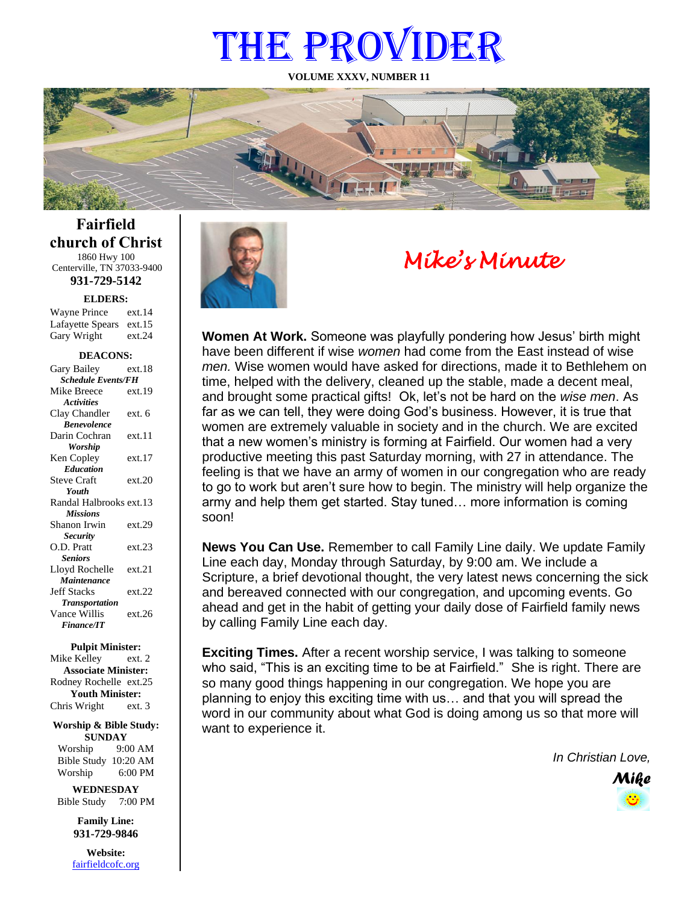# THE PROVIDER

**VOLUME XXXV, NUMBER 11**

## Fairfield church of Christ

1860 Hwy 100
Centerville, TN 37033-9400
**931-729-5142**

**ELDERS:**

Wayne Prince ext.14
Lafayette Spears ext.15
Gary Wright ext.24

**DEACONS:**

Gary Bailey ext.18
***Schedule Events/FH***
Mike Breece ext.19
***Activities***
Clay Chandler ext. 6
***Benevolence***
Darin Cochran ext.11
***Worship***
Ken Copley ext.17
***Education***
Steve Craft ext.20
***Youth***
Randal Halbrooks ext.13
***Missions***
Shanon Irwin ext.29
***Security***
O.D. Pratt ext.23
***Seniors***
Lloyd Rochelle ext.21
***Maintenance***
Jeff Stacks ext.22
***Transportation***
Vance Willis ext.26
***Finance/IT***

**Pulpit Minister:**
Mike Kelley ext. 2
**Associate Minister:**
Rodney Rochelle ext.25
**Youth Minister:**
Chris Wright ext. 3

**Worship & Bible Study:**
**SUNDAY**
Worship 9:00 AM
Bible Study 10:20 AM
Worship 6:00 PM

**WEDNESDAY**
Bible Study 7:00 PM

**Family Line:**
**931-729-9846**

**Website:**
fairfieldcofc.org

## *Mike's Minute*

**Women At Work.** Someone was playfully pondering how Jesus' birth might have been different if wise *women* had come from the East instead of wise *men.* Wise women would have asked for directions, made it to Bethlehem on time, helped with the delivery, cleaned up the stable, made a decent meal, and brought some practical gifts! Ok, let's not be hard on the *wise men*. As far as we can tell, they were doing God's business. However, it is true that women are extremely valuable in society and in the church. We are excited that a new women's ministry is forming at Fairfield. Our women had a very productive meeting this past Saturday morning, with 27 in attendance. The feeling is that we have an army of women in our congregation who are ready to go to work but aren't sure how to begin. The ministry will help organize the army and help them get started. Stay tuned… more information is coming soon!

**News You Can Use.** Remember to call Family Line daily. We update Family Line each day, Monday through Saturday, by 9:00 am. We include a Scripture, a brief devotional thought, the very latest news concerning the sick and bereaved connected with our congregation, and upcoming events. Go ahead and get in the habit of getting your daily dose of Fairfield family news by calling Family Line each day.

**Exciting Times.** After a recent worship service, I was talking to someone who said, "This is an exciting time to be at Fairfield." She is right. There are so many good things happening in our congregation. We hope you are planning to enjoy this exciting time with us… and that you will spread the word in our community about what God is doing among us so that more will want to experience it.

*In Christian Love,*

***Mike***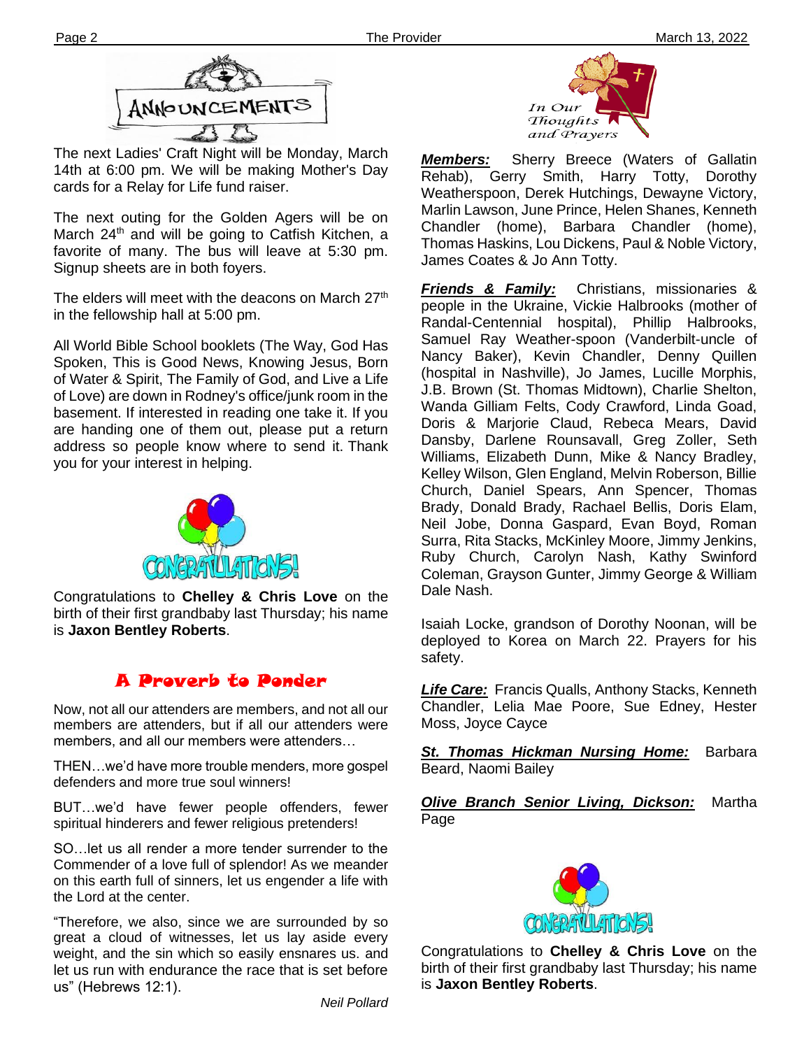## ANNOUNCEMENTS

The next Ladies' Craft Night will be Monday, March 14th at 6:00 pm. We will be making Mother's Day cards for a Relay for Life fund raiser.

The next outing for the Golden Agers will be on March 24th and will be going to Catfish Kitchen, a favorite of many. The bus will leave at 5:30 pm. Signup sheets are in both foyers.

The elders will meet with the deacons on March 27th in the fellowship hall at 5:00 pm.

All World Bible School booklets (The Way, God Has Spoken, This is Good News, Knowing Jesus, Born of Water & Spirit, The Family of God, and Live a Life of Love) are down in Rodney's office/junk room in the basement. If interested in reading one take it. If you are handing one of them out, please put a return address so people know where to send it. Thank you for your interest in helping.

CONGRATULATIONS!

Congratulations to **Chelley & Chris Love** on the birth of their first grandbaby last Thursday; his name is **Jaxon Bentley Roberts**.

## A Proverb to Ponder

Now, not all our attenders are members, and not all our members are attenders, but if all our attenders were members, and all our members were attenders…

THEN…we'd have more trouble menders, more gospel defenders and more true soul winners!

BUT…we'd have fewer people offenders, fewer spiritual hinderers and fewer religious pretenders!

SO…let us all render a more tender surrender to the Commender of a love full of splendor! As we meander on this earth full of sinners, let us engender a life with the Lord at the center.

"Therefore, we also, since we are surrounded by so great a cloud of witnesses, let us lay aside every weight, and the sin which so easily ensnares us. and let us run with endurance the race that is set before us" (Hebrews 12:1).

*Neil Pollard*

## In Our Thoughts and Prayers

***Members:*** Sherry Breece (Waters of Gallatin Rehab), Gerry Smith, Harry Totty, Dorothy Weatherspoon, Derek Hutchings, Dewayne Victory, Marlin Lawson, June Prince, Helen Shanes, Kenneth Chandler (home), Barbara Chandler (home), Thomas Haskins, Lou Dickens, Paul & Noble Victory, James Coates & Jo Ann Totty.

***Friends & Family:*** Christians, missionaries & people in the Ukraine, Vickie Halbrooks (mother of Randal-Centennial hospital), Phillip Halbrooks, Samuel Ray Weather-spoon (Vanderbilt-uncle of Nancy Baker), Kevin Chandler, Denny Quillen (hospital in Nashville), Jo James, Lucille Morphis, J.B. Brown (St. Thomas Midtown), Charlie Shelton, Wanda Gilliam Felts, Cody Crawford, Linda Goad, Doris & Marjorie Claud, Rebeca Mears, David Dansby, Darlene Rounsavall, Greg Zoller, Seth Williams, Elizabeth Dunn, Mike & Nancy Bradley, Kelley Wilson, Glen England, Melvin Roberson, Billie Church, Daniel Spears, Ann Spencer, Thomas Brady, Donald Brady, Rachael Bellis, Doris Elam, Neil Jobe, Donna Gaspard, Evan Boyd, Roman Surra, Rita Stacks, McKinley Moore, Jimmy Jenkins, Ruby Church, Carolyn Nash, Kathy Swinford Coleman, Grayson Gunter, Jimmy George & William Dale Nash.

Isaiah Locke, grandson of Dorothy Noonan, will be deployed to Korea on March 22. Prayers for his safety.

***Life Care:*** Francis Qualls, Anthony Stacks, Kenneth Chandler, Lelia Mae Poore, Sue Edney, Hester Moss, Joyce Cayce

***St. Thomas Hickman Nursing Home:*** Barbara Beard, Naomi Bailey

***Olive Branch Senior Living, Dickson:*** Martha Page

CONGRATULATIONS!

Congratulations to **Chelley & Chris Love** on the birth of their first grandbaby last Thursday; his name is **Jaxon Bentley Roberts**.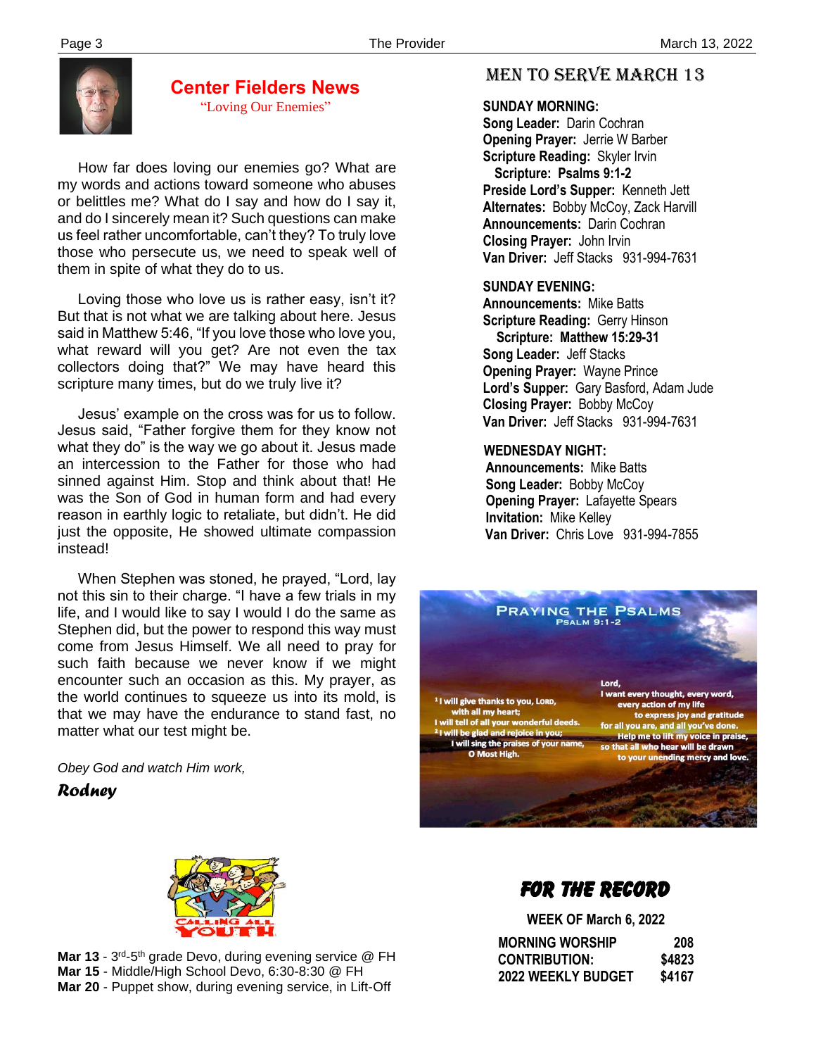## Center Fielders News

"Loving Our Enemies"

How far does loving our enemies go? What are my words and actions toward someone who abuses or belittles me? What do I say and how do I say it, and do I sincerely mean it? Such questions can make us feel rather uncomfortable, can't they? To truly love those who persecute us, we need to speak well of them in spite of what they do to us.

Loving those who love us is rather easy, isn't it? But that is not what we are talking about here. Jesus said in Matthew 5:46, "If you love those who love you, what reward will you get? Are not even the tax collectors doing that?" We may have heard this scripture many times, but do we truly live it?

Jesus' example on the cross was for us to follow. Jesus said, "Father forgive them for they know not what they do" is the way we go about it. Jesus made an intercession to the Father for those who had sinned against Him. Stop and think about that! He was the Son of God in human form and had every reason in earthly logic to retaliate, but didn't. He did just the opposite, He showed ultimate compassion instead!

When Stephen was stoned, he prayed, "Lord, lay not this sin to their charge. "I have a few trials in my life, and I would like to say I would I do the same as Stephen did, but the power to respond this way must come from Jesus Himself. We all need to pray for such faith because we never know if we might encounter such an occasion as this. My prayer, as the world continues to squeeze us into its mold, is that we may have the endurance to stand fast, no matter what our test might be.

*Obey God and watch Him work,*

***Rodney***

## MEN TO SERVE MARCH 13

**SUNDAY MORNING:**
**Song Leader:** Darin Cochran
**Opening Prayer:** Jerrie W Barber
**Scripture Reading:** Skyler Irvin
**Scripture: Psalms 9:1-2**
**Preside Lord's Supper:** Kenneth Jett
**Alternates:** Bobby McCoy, Zack Harvill
**Announcements:** Darin Cochran
**Closing Prayer:** John Irvin
**Van Driver:** Jeff Stacks 931-994-7631

**SUNDAY EVENING:**
**Announcements:** Mike Batts
**Scripture Reading:** Gerry Hinson
**Scripture: Matthew 15:29-31**
**Song Leader:** Jeff Stacks
**Opening Prayer:** Wayne Prince
**Lord's Supper:** Gary Basford, Adam Jude
**Closing Prayer:** Bobby McCoy
**Van Driver:** Jeff Stacks 931-994-7631

**WEDNESDAY NIGHT:**
**Announcements:** Mike Batts
**Song Leader:** Bobby McCoy
**Opening Prayer:** Lafayette Spears
**Invitation:** Mike Kelley
**Van Driver:** Chris Love 931-994-7855

**PRAYING THE PSALMS**
PSALM 9:1-2

[1] I will give thanks to you, LORD,
with all my heart;
I will tell of all your wonderful deeds.
[2] I will be glad and rejoice in you;
I will sing the praises of your name,
O Most High.

Lord,
I want every thought, every word,
every action of my life
to express joy and gratitude
for all you are, and all you've done.
Help me to lift my voice in praise,
so that all who hear will be drawn
to your unending mercy and love.

**CALLING ALL YOUTH**

**Mar 13** - 3rd-5th grade Devo, during evening service @ FH
**Mar 15** - Middle/High School Devo, 6:30-8:30 @ FH
**Mar 20** - Puppet show, during evening service, in Lift-Off

## FOR THE RECORD

**WEEK OF March 6, 2022**

| | |
|---|---|
| **MORNING WORSHIP** | **208** |
| **CONTRIBUTION:** | **$4823** |
| **2022 WEEKLY BUDGET** | **$4167** |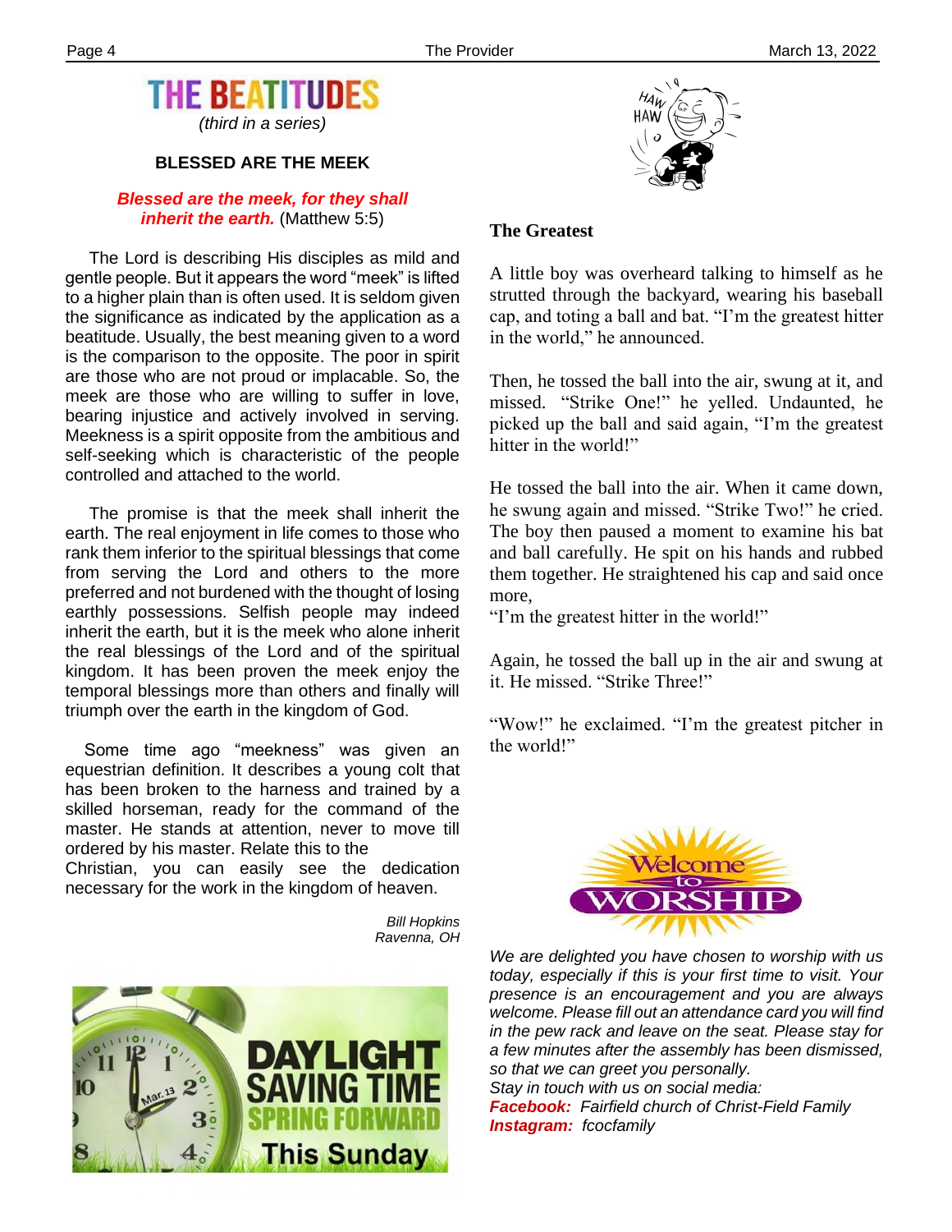# THE BEATITUDES

*(third in a series)*

**BLESSED ARE THE MEEK**

***Blessed are the meek, for they shall inherit the earth.*** (Matthew 5:5)

The Lord is describing His disciples as mild and gentle people. But it appears the word "meek" is lifted to a higher plain than is often used. It is seldom given the significance as indicated by the application as a beatitude. Usually, the best meaning given to a word is the comparison to the opposite. The poor in spirit are those who are not proud or implacable. So, the meek are those who are willing to suffer in love, bearing injustice and actively involved in serving. Meekness is a spirit opposite from the ambitious and self-seeking which is characteristic of the people controlled and attached to the world.

The promise is that the meek shall inherit the earth. The real enjoyment in life comes to those who rank them inferior to the spiritual blessings that come from serving the Lord and others to the more preferred and not burdened with the thought of losing earthly possessions. Selfish people may indeed inherit the earth, but it is the meek who alone inherit the real blessings of the Lord and of the spiritual kingdom. It has been proven the meek enjoy the temporal blessings more than others and finally will triumph over the earth in the kingdom of God.

Some time ago "meekness" was given an equestrian definition. It describes a young colt that has been broken to the harness and trained by a skilled horseman, ready for the command of the master. He stands at attention, never to move till ordered by his master. Relate this to the Christian, you can easily see the dedication necessary for the work in the kingdom of heaven.

*Bill Hopkins*
*Ravenna, OH*

DAYLIGHT SAVING TIME
SPRING FORWARD
This Sunday

**The Greatest**

A little boy was overheard talking to himself as he strutted through the backyard, wearing his baseball cap, and toting a ball and bat. "I'm the greatest hitter in the world," he announced.

Then, he tossed the ball into the air, swung at it, and missed. "Strike One!" he yelled. Undaunted, he picked up the ball and said again, "I'm the greatest hitter in the world!"

He tossed the ball into the air. When it came down, he swung again and missed. "Strike Two!" he cried. The boy then paused a moment to examine his bat and ball carefully. He spit on his hands and rubbed them together. He straightened his cap and said once more,
"I'm the greatest hitter in the world!"

Again, he tossed the ball up in the air and swung at it. He missed. "Strike Three!"

"Wow!" he exclaimed. "I'm the greatest pitcher in the world!"

Welcome to WORSHIP

*We are delighted you have chosen to worship with us today, especially if this is your first time to visit. Your presence is an encouragement and you are always welcome. Please fill out an attendance card you will find in the pew rack and leave on the seat. Please stay for a few minutes after the assembly has been dismissed, so that we can greet you personally.*
*Stay in touch with us on social media:*
***Facebook:*** *Fairfield church of Christ-Field Family*
***Instagram:*** *fcocfamily*